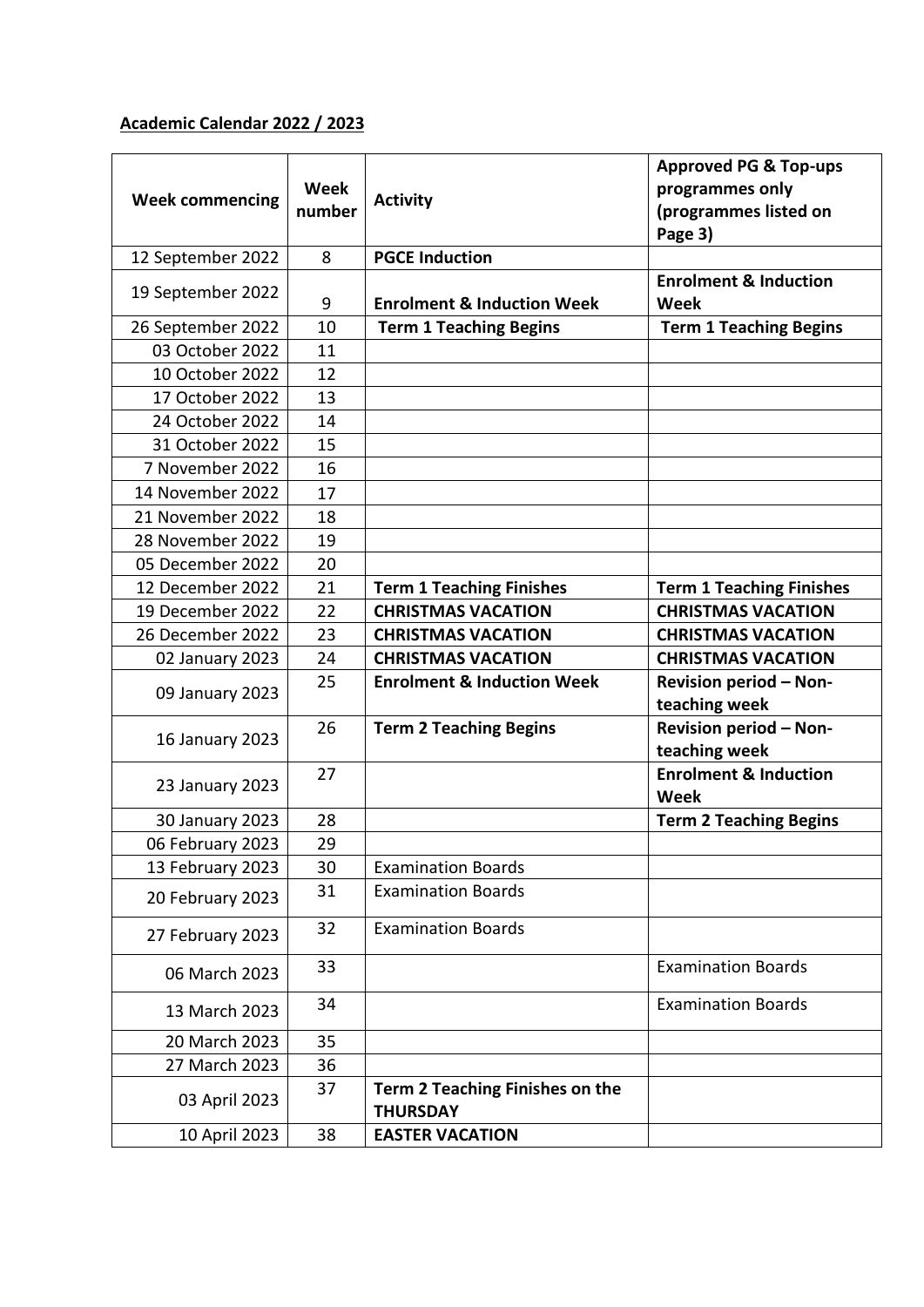**Academic Calendar 2022 / 2023**

| Week commencing | Week number | Activity | Approved PG & Top-ups programmes only (programmes listed on Page 3) |
|---|---|---|---|
| 12 September 2022 | 8 | **PGCE Induction** | |
| 19 September 2022 | 9 | **Enrolment & Induction Week** | **Enrolment & Induction Week** |
| 26 September 2022 | 10 | **Term 1 Teaching Begins** | **Term 1 Teaching Begins** |
| 03 October 2022 | 11 | | |
| 10 October 2022 | 12 | | |
| 17 October 2022 | 13 | | |
| 24 October 2022 | 14 | | |
| 31 October 2022 | 15 | | |
| 7 November 2022 | 16 | | |
| 14 November 2022 | 17 | | |
| 21 November 2022 | 18 | | |
| 28 November 2022 | 19 | | |
| 05 December 2022 | 20 | | |
| 12 December 2022 | 21 | **Term 1 Teaching Finishes** | **Term 1 Teaching Finishes** |
| 19 December 2022 | 22 | **CHRISTMAS VACATION** | **CHRISTMAS VACATION** |
| 26 December 2022 | 23 | **CHRISTMAS VACATION** | **CHRISTMAS VACATION** |
| 02 January 2023 | 24 | **CHRISTMAS VACATION** | **CHRISTMAS VACATION** |
| 09 January 2023 | 25 | **Enrolment & Induction Week** | **Revision period – Non-teaching week** |
| 16 January 2023 | 26 | **Term 2 Teaching Begins** | **Revision period – Non-teaching week** |
| 23 January 2023 | 27 | | **Enrolment & Induction Week** |
| 30 January 2023 | 28 | | **Term 2 Teaching Begins** |
| 06 February 2023 | 29 | | |
| 13 February 2023 | 30 | Examination Boards | |
| 20 February 2023 | 31 | Examination Boards | |
| 27 February 2023 | 32 | Examination Boards | |
| 06 March 2023 | 33 | | Examination Boards |
| 13 March 2023 | 34 | | Examination Boards |
| 20 March 2023 | 35 | | |
| 27 March 2023 | 36 | | |
| 03 April 2023 | 37 | **Term 2 Teaching Finishes on the THURSDAY** | |
| 10 April 2023 | 38 | **EASTER VACATION** | |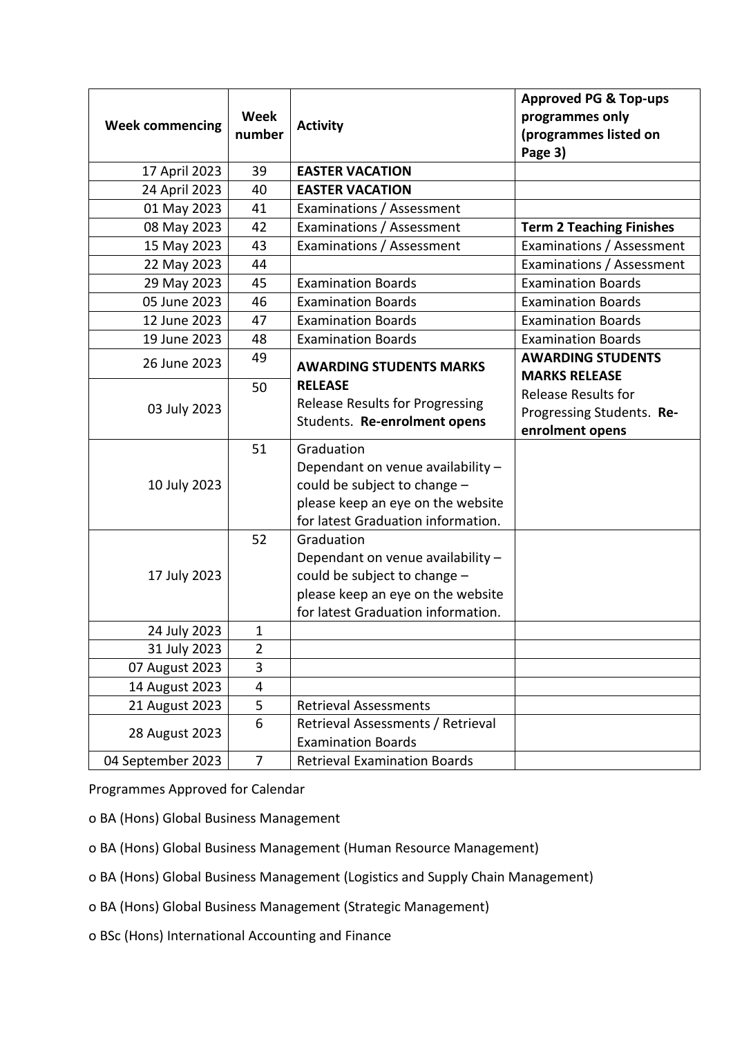| Week commencing | Week number | Activity | Approved PG & Top-ups programmes only (programmes listed on Page 3) |
|---|---|---|---|
| 17 April 2023 | 39 | **EASTER VACATION** | |
| 24 April 2023 | 40 | **EASTER VACATION** | |
| 01 May 2023 | 41 | Examinations / Assessment | |
| 08 May 2023 | 42 | Examinations / Assessment | **Term 2 Teaching Finishes** |
| 15 May 2023 | 43 | Examinations / Assessment | Examinations / Assessment |
| 22 May 2023 | 44 | | Examinations / Assessment |
| 29 May 2023 | 45 | Examination Boards | Examination Boards |
| 05 June 2023 | 46 | Examination Boards | Examination Boards |
| 12 June 2023 | 47 | Examination Boards | Examination Boards |
| 19 June 2023 | 48 | Examination Boards | Examination Boards |
| 26 June 2023 | 49 | **AWARDING STUDENTS MARKS RELEASE** Release Results for Progressing Students. **Re-enrolment opens** | **AWARDING STUDENTS MARKS RELEASE** Release Results for Progressing Students. **Re-enrolment opens** |
| 03 July 2023 | 50 | | |
| 10 July 2023 | 51 | Graduation Dependant on venue availability – could be subject to change – please keep an eye on the website for latest Graduation information. | |
| 17 July 2023 | 52 | Graduation Dependant on venue availability – could be subject to change – please keep an eye on the website for latest Graduation information. | |
| 24 July 2023 | 1 | | |
| 31 July 2023 | 2 | | |
| 07 August 2023 | 3 | | |
| 14 August 2023 | 4 | | |
| 21 August 2023 | 5 | Retrieval Assessments | |
| 28 August 2023 | 6 | Retrieval Assessments / Retrieval Examination Boards | |
| 04 September 2023 | 7 | Retrieval Examination Boards | |

Programmes Approved for Calendar

- BA (Hons) Global Business Management
- BA (Hons) Global Business Management (Human Resource Management)
- BA (Hons) Global Business Management (Logistics and Supply Chain Management)
- BA (Hons) Global Business Management (Strategic Management)
- BSc (Hons) International Accounting and Finance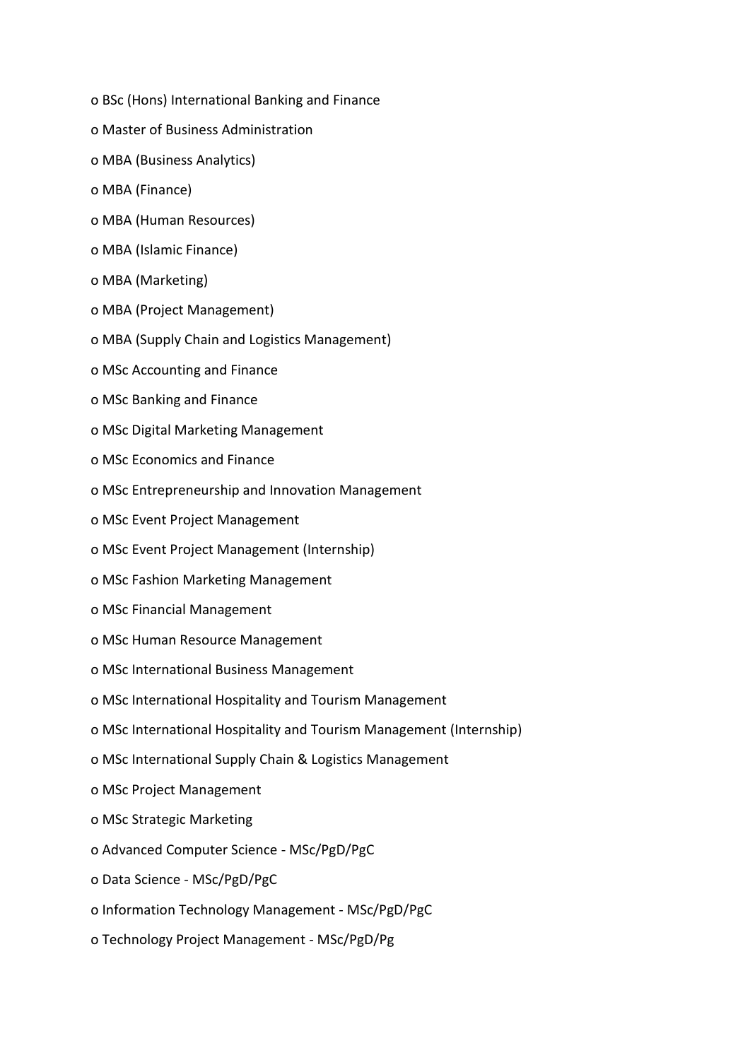- BSc (Hons) International Banking and Finance
- Master of Business Administration
- MBA (Business Analytics)
- MBA (Finance)
- MBA (Human Resources)
- MBA (Islamic Finance)
- MBA (Marketing)
- MBA (Project Management)
- MBA (Supply Chain and Logistics Management)
- MSc Accounting and Finance
- MSc Banking and Finance
- MSc Digital Marketing Management
- MSc Economics and Finance
- MSc Entrepreneurship and Innovation Management
- MSc Event Project Management
- MSc Event Project Management (Internship)
- MSc Fashion Marketing Management
- MSc Financial Management
- MSc Human Resource Management
- MSc International Business Management
- MSc International Hospitality and Tourism Management
- MSc International Hospitality and Tourism Management (Internship)
- MSc International Supply Chain & Logistics Management
- MSc Project Management
- MSc Strategic Marketing
- Advanced Computer Science - MSc/PgD/PgC
- Data Science - MSc/PgD/PgC
- Information Technology Management - MSc/PgD/PgC
- Technology Project Management - MSc/PgD/Pg